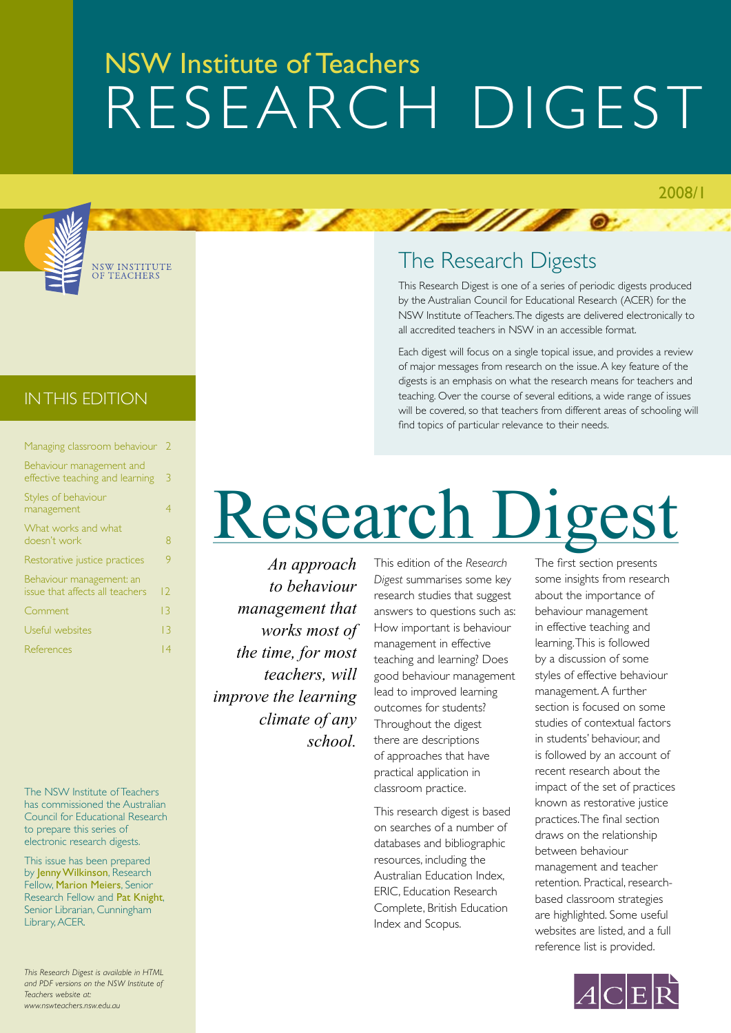# NSW Institute of Teachers RESEARCH DIGEST

2008/1

NSW INSTITUTE OF TEACHERS

## The Research Digests

This Research Digest is one of a series of periodic digests produced by the Australian Council for Educational Research (ACER) for the NSW Institute of Teachers. The digests are delivered electronically to all accredited teachers in NSW in an accessible format.

Each digest will focus on a single topical issue, and provides a review of major messages from research on the issue. A key feature of the digests is an emphasis on what the research means for teachers and teaching. Over the course of several editions, a wide range of issues will be covered, so that teachers from different areas of schooling will find topics of particular relevance to their needs.

## IN THIS EDITION

| | |
|---|---|
| Managing classroom behaviour | 2 |
| Behaviour management and effective teaching and learning | 3 |
| Styles of behaviour management | 4 |
| What works and what doesn't work | 8 |
| Restorative justice practices | 9 |
| Behaviour management: an issue that affects all teachers | 12 |
| Comment | 13 |
| Useful websites | 13 |
| References | 14 |

The NSW Institute of Teachers has commissioned the Australian Council for Educational Research to prepare this series of electronic research digests.

This issue has been prepared by **Jenny Wilkinson**, Research Fellow, **Marion Meiers**, Senior Research Fellow and **Pat Knight**, Senior Librarian, Cunningham Library, ACER.

*This Research Digest is available in HTML and PDF versions on the NSW Institute of Teachers website at: www.nswteachers.nsw.edu.au*

# Research Digest

*An approach to behaviour management that works most of the time, for most teachers, will improve the learning climate of any school.*

This edition of the *Research Digest* summarises some key research studies that suggest answers to questions such as: How important is behaviour management in effective teaching and learning? Does good behaviour management lead to improved learning outcomes for students? Throughout the digest there are descriptions of approaches that have practical application in classroom practice.

This research digest is based on searches of a number of databases and bibliographic resources, including the Australian Education Index, ERIC, Education Research Complete, British Education Index and Scopus.

The first section presents some insights from research about the importance of behaviour management in effective teaching and learning. This is followed by a discussion of some styles of effective behaviour management. A further section is focused on some studies of contextual factors in students' behaviour, and is followed by an account of recent research about the impact of the set of practices known as restorative justice practices. The final section draws on the relationship between behaviour management and teacher retention. Practical, research-based classroom strategies are highlighted. Some useful websites are listed, and a full reference list is provided.

ACER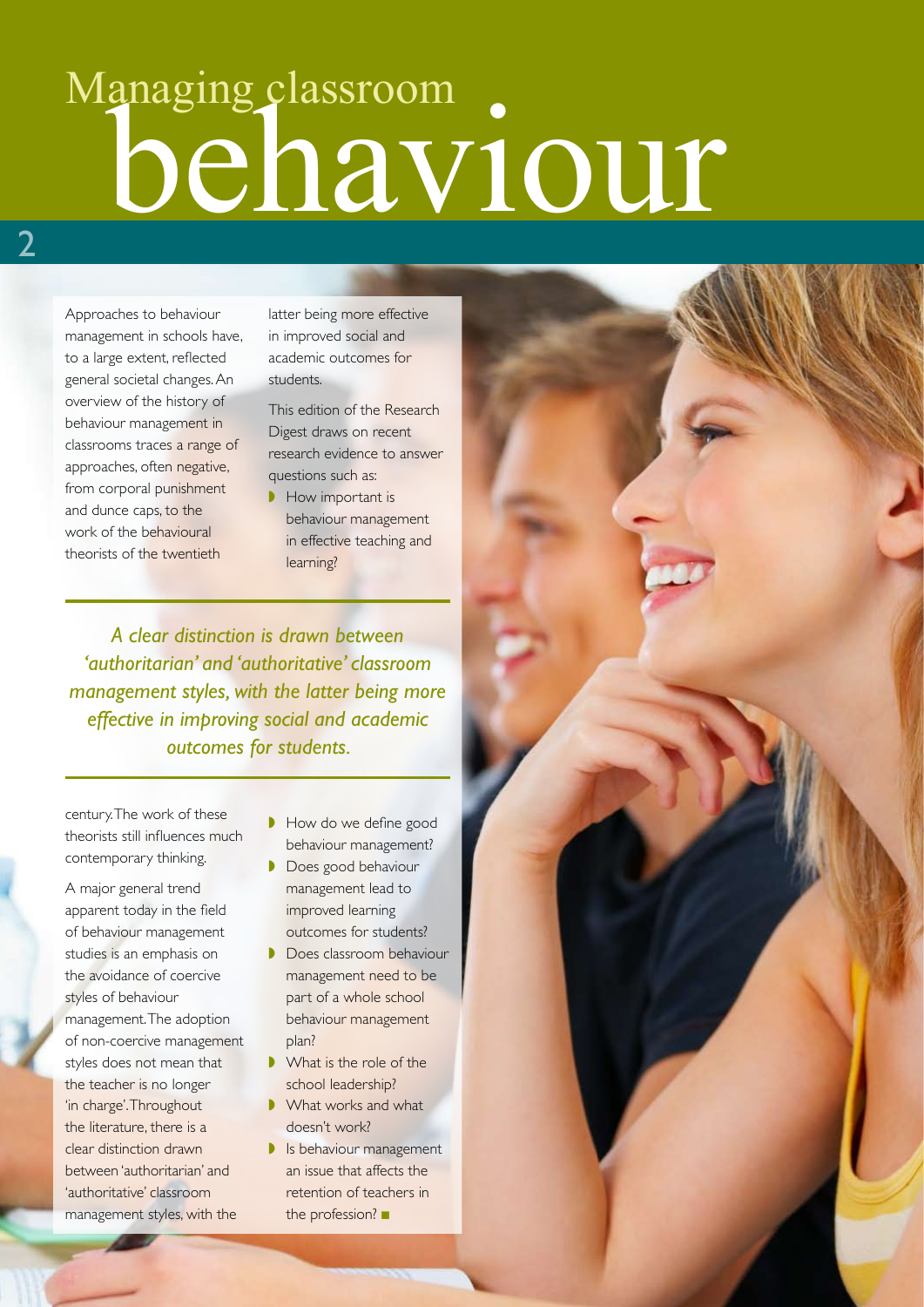# Managing classroom behaviour

Approaches to behaviour management in schools have, to a large extent, reflected general societal changes. An overview of the history of behaviour management in classrooms traces a range of approaches, often negative, from corporal punishment and dunce caps, to the work of the behavioural theorists of the twentieth century. The work of these theorists still influences much contemporary thinking.

A major general trend apparent today in the field of behaviour management studies is an emphasis on the avoidance of coercive styles of behaviour management. The adoption of non-coercive management styles does not mean that the teacher is no longer 'in charge'. Throughout the literature, there is a clear distinction drawn between 'authoritarian' and 'authoritative' classroom management styles, with the latter being more effective in improved social and academic outcomes for students.

> *A clear distinction is drawn between 'authoritarian' and 'authoritative' classroom management styles, with the latter being more effective in improving social and academic outcomes for students.*

This edition of the Research Digest draws on recent research evidence to answer questions such as:

- How important is behaviour management in effective teaching and learning?
- How do we define good behaviour management?
- Does good behaviour management lead to improved learning outcomes for students?
- Does classroom behaviour management need to be part of a whole school behaviour management plan?
- What is the role of the school leadership?
- What works and what doesn't work?
- Is behaviour management an issue that affects the retention of teachers in the profession? ■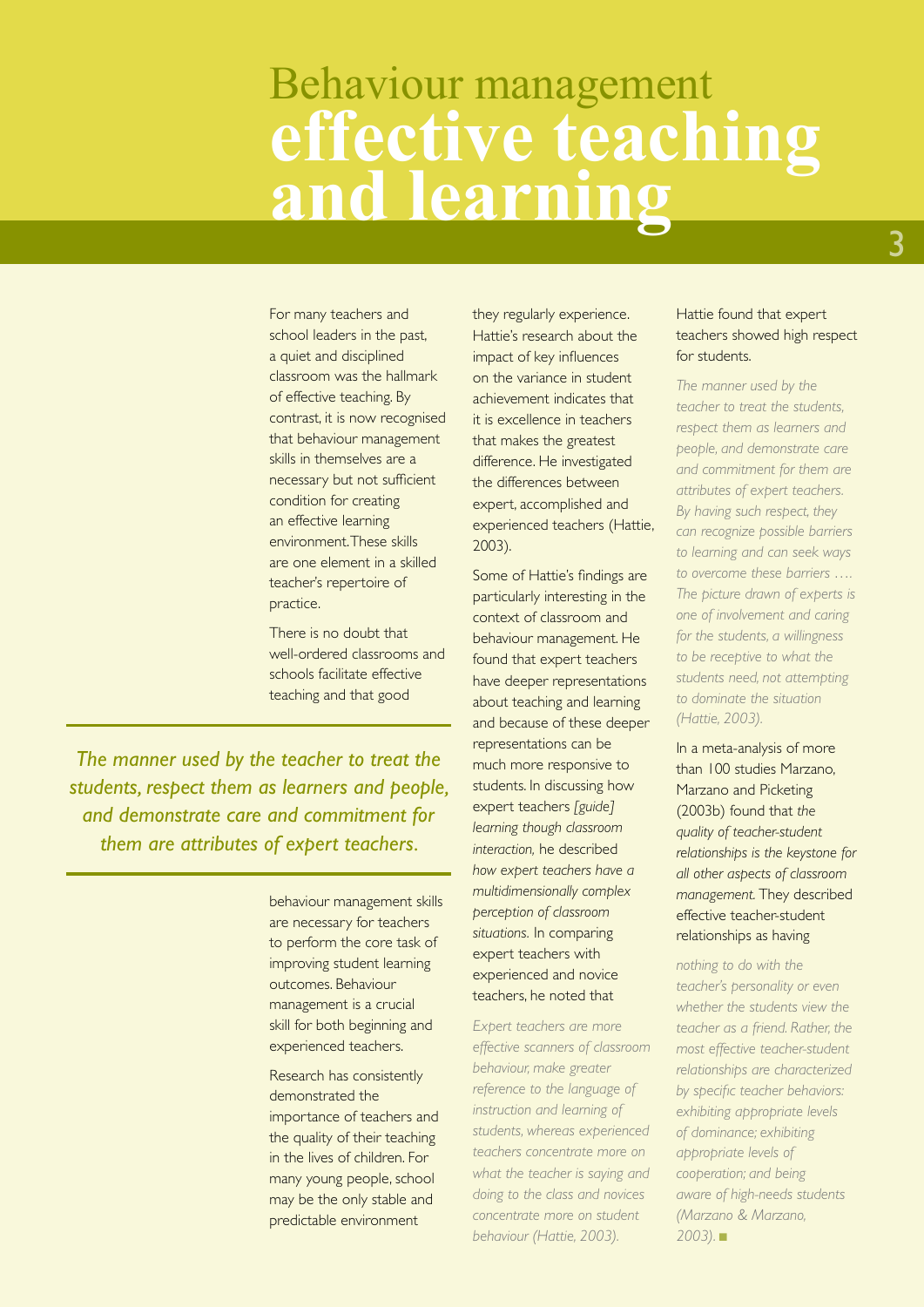# Behaviour management effective teaching and learning

For many teachers and school leaders in the past, a quiet and disciplined classroom was the hallmark of effective teaching. By contrast, it is now recognised that behaviour management skills in themselves are a necessary but not sufficient condition for creating an effective learning environment. These skills are one element in a skilled teacher's repertoire of practice.

There is no doubt that well-ordered classrooms and schools facilitate effective teaching and that good behaviour management skills are necessary for teachers to perform the core task of improving student learning outcomes. Behaviour management is a crucial skill for both beginning and experienced teachers.

> *The manner used by the teacher to treat the students, respect them as learners and people, and demonstrate care and commitment for them are attributes of expert teachers.*

Research has consistently demonstrated the importance of teachers and the quality of their teaching in the lives of children. For many young people, school may be the only stable and predictable environment they regularly experience. Hattie's research about the impact of key influences on the variance in student achievement indicates that it is excellence in teachers that makes the greatest difference. He investigated the differences between expert, accomplished and experienced teachers (Hattie, 2003).

Some of Hattie's findings are particularly interesting in the context of classroom and behaviour management. He found that expert teachers have deeper representations about teaching and learning and because of these deeper representations can be much more responsive to students. In discussing how expert teachers *[guide] learning though classroom interaction,* he described *how expert teachers have a multidimensionally complex perception of classroom situations.* In comparing expert teachers with experienced and novice teachers, he noted that

> *Expert teachers are more effective scanners of classroom behaviour, make greater reference to the language of instruction and learning of students, whereas experienced teachers concentrate more on what the teacher is saying and doing to the class and novices concentrate more on student behaviour (Hattie, 2003).*

Hattie found that expert teachers showed high respect for students.

> *The manner used by the teacher to treat the students, respect them as learners and people, and demonstrate care and commitment for them are attributes of expert teachers. By having such respect, they can recognize possible barriers to learning and can seek ways to overcome these barriers …. The picture drawn of experts is one of involvement and caring for the students, a willingness to be receptive to what the students need, not attempting to dominate the situation (Hattie, 2003).*

In a meta-analysis of more than 100 studies Marzano, Marzano and Picketing (2003b) found that *the quality of teacher-student relationships is the keystone for all other aspects of classroom management.* They described effective teacher-student relationships as having

> *nothing to do with the teacher's personality or even whether the students view the teacher as a friend. Rather, the most effective teacher-student relationships are characterized by specific teacher behaviors: exhibiting appropriate levels of dominance; exhibiting appropriate levels of cooperation; and being aware of high-needs students (Marzano & Marzano, 2003).* ■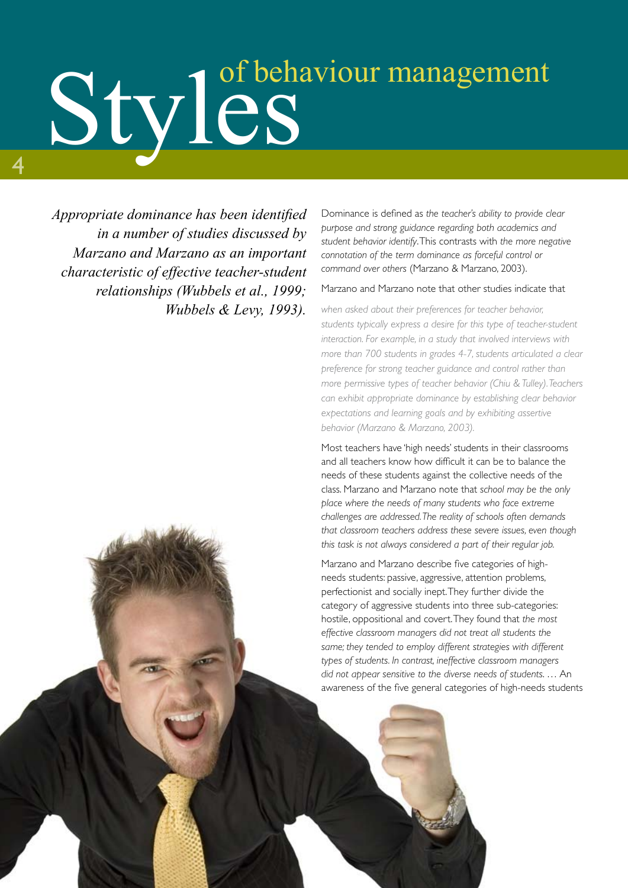# Styles of behaviour management

*Appropriate dominance has been identified in a number of studies discussed by Marzano and Marzano as an important characteristic of effective teacher-student relationships (Wubbels et al., 1999; Wubbels & Levy, 1993).*

Dominance is defined as *the teacher's ability to provide clear purpose and strong guidance regarding both academics and student behavior identify.* This contrasts with *the more negative connotation of the term dominance as forceful control or command over others* (Marzano & Marzano, 2003).

Marzano and Marzano note that other studies indicate that

> *when asked about their preferences for teacher behavior, students typically express a desire for this type of teacher-student interaction. For example, in a study that involved interviews with more than 700 students in grades 4-7, students articulated a clear preference for strong teacher guidance and control rather than more permissive types of teacher behavior (Chiu & Tulley). Teachers can exhibit appropriate dominance by establishing clear behavior expectations and learning goals and by exhibiting assertive behavior (Marzano & Marzano, 2003).*

Most teachers have 'high needs' students in their classrooms and all teachers know how difficult it can be to balance the needs of these students against the collective needs of the class. Marzano and Marzano note that *school may be the only place where the needs of many students who face extreme challenges are addressed. The reality of schools often demands that classroom teachers address these severe issues, even though this task is not always considered a part of their regular job.*

Marzano and Marzano describe five categories of high-needs students: passive, aggressive, attention problems, perfectionist and socially inept. They further divide the category of aggressive students into three sub-categories: hostile, oppositional and covert. They found that *the most effective classroom managers did not treat all students the same; they tended to employ different strategies with different types of students. In contrast, ineffective classroom managers did not appear sensitive to the diverse needs of students. …* An awareness of the five general categories of high-needs students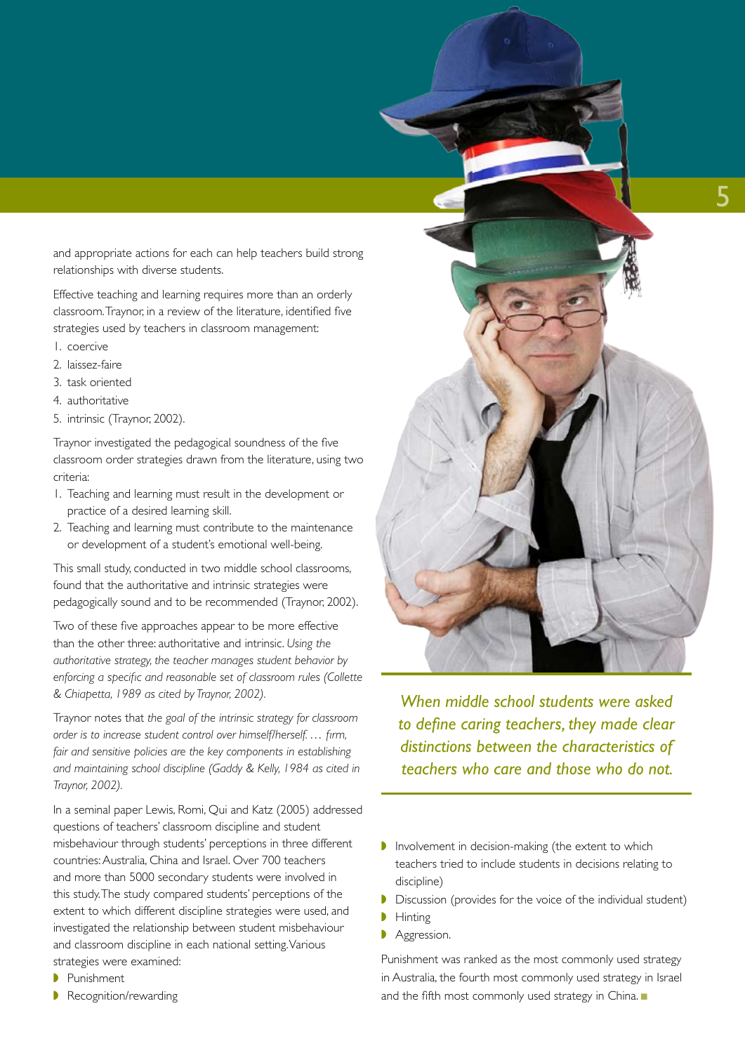and appropriate actions for each can help teachers build strong relationships with diverse students.

Effective teaching and learning requires more than an orderly classroom. Traynor, in a review of the literature, identified five strategies used by teachers in classroom management:

1. coercive
2. laissez-faire
3. task oriented
4. authoritative
5. intrinsic (Traynor, 2002).

Traynor investigated the pedagogical soundness of the five classroom order strategies drawn from the literature, using two criteria:

1. Teaching and learning must result in the development or practice of a desired learning skill.
2. Teaching and learning must contribute to the maintenance or development of a student's emotional well-being.

This small study, conducted in two middle school classrooms, found that the authoritative and intrinsic strategies were pedagogically sound and to be recommended (Traynor, 2002).

Two of these five approaches appear to be more effective than the other three: authoritative and intrinsic. *Using the authoritative strategy, the teacher manages student behavior by enforcing a specific and reasonable set of classroom rules (Collette & Chiapetta, 1989 as cited by Traynor, 2002).*

Traynor notes that *the goal of the intrinsic strategy for classroom order is to increase student control over himself/herself. … firm, fair and sensitive policies are the key components in establishing and maintaining school discipline (Gaddy & Kelly, 1984 as cited in Traynor, 2002).*

In a seminal paper Lewis, Romi, Qui and Katz (2005) addressed questions of teachers' classroom discipline and student misbehaviour through students' perceptions in three different countries: Australia, China and Israel. Over 700 teachers and more than 5000 secondary students were involved in this study. The study compared students' perceptions of the extent to which different discipline strategies were used, and investigated the relationship between student misbehaviour and classroom discipline in each national setting. Various strategies were examined:

- Punishment
- Recognition/rewarding
- Involvement in decision-making (the extent to which teachers tried to include students in decisions relating to discipline)
- Discussion (provides for the voice of the individual student)
- Hinting
- Aggression.

Punishment was ranked as the most commonly used strategy in Australia, the fourth most commonly used strategy in Israel and the fifth most commonly used strategy in China.

*When middle school students were asked to define caring teachers, they made clear distinctions between the characteristics of teachers who care and those who do not.*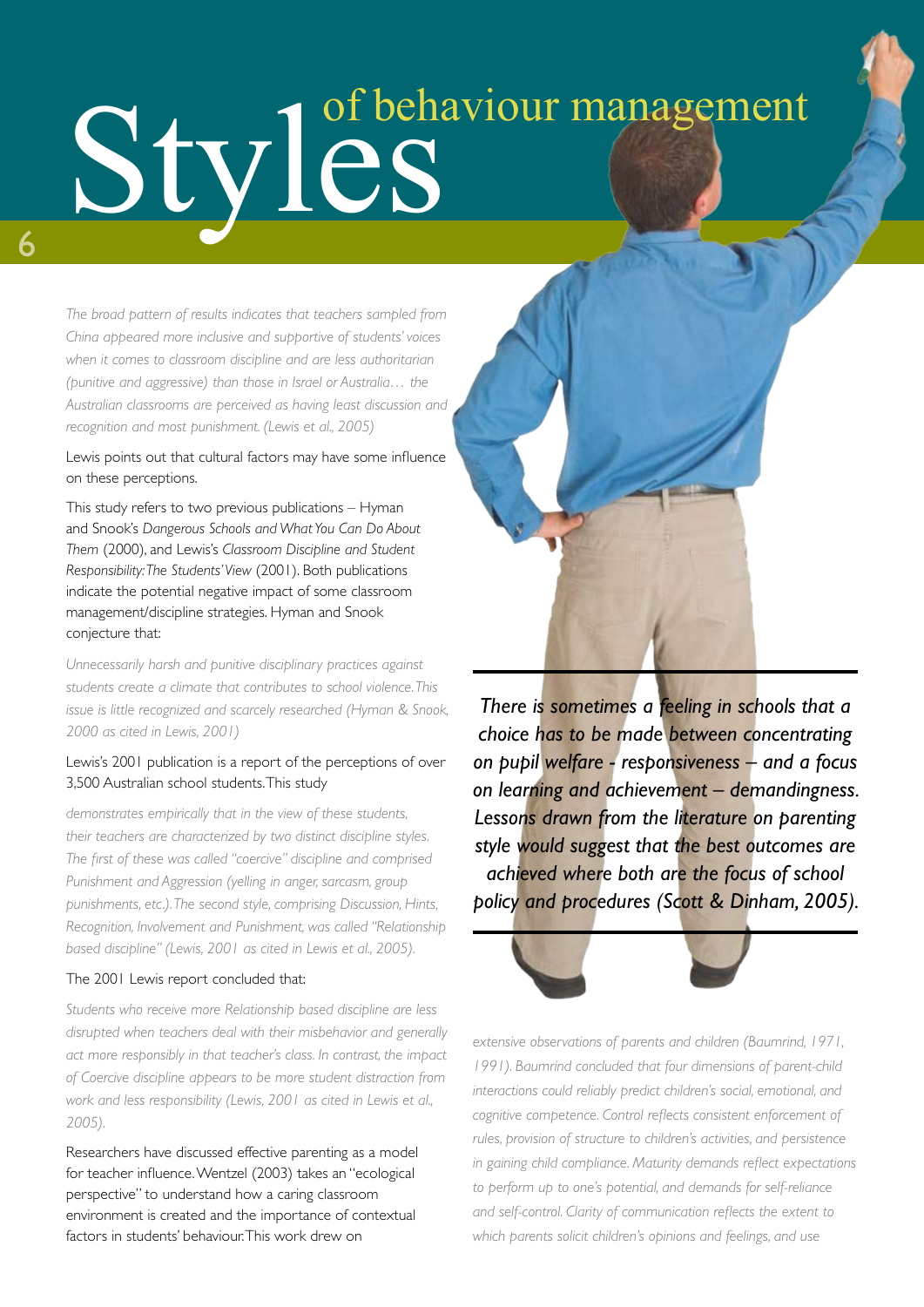# Styles of behaviour management

*The broad pattern of results indicates that teachers sampled from China appeared more inclusive and supportive of students' voices when it comes to classroom discipline and are less authoritarian (punitive and aggressive) than those in Israel or Australia… the Australian classrooms are perceived as having least discussion and recognition and most punishment. (Lewis et al., 2005)*

Lewis points out that cultural factors may have some influence on these perceptions.

This study refers to two previous publications – Hyman and Snook's *Dangerous Schools and What You Can Do About Them* (2000), and Lewis's *Classroom Discipline and Student Responsibility: The Students' View* (2001). Both publications indicate the potential negative impact of some classroom management/discipline strategies. Hyman and Snook conjecture that:

*Unnecessarily harsh and punitive disciplinary practices against students create a climate that contributes to school violence. This issue is little recognized and scarcely researched (Hyman & Snook, 2000 as cited in Lewis, 2001)*

Lewis's 2001 publication is a report of the perceptions of over 3,500 Australian school students. This study

*demonstrates empirically that in the view of these students, their teachers are characterized by two distinct discipline styles. The first of these was called "coercive" discipline and comprised Punishment and Aggression (yelling in anger, sarcasm, group punishments, etc.). The second style, comprising Discussion, Hints, Recognition, Involvement and Punishment, was called "Relationship based discipline" (Lewis, 2001 as cited in Lewis et al., 2005).*

The 2001 Lewis report concluded that:

*Students who receive more Relationship based discipline are less disrupted when teachers deal with their misbehavior and generally act more responsibly in that teacher's class. In contrast, the impact of Coercive discipline appears to be more student distraction from work and less responsibility (Lewis, 2001 as cited in Lewis et al., 2005).*

Researchers have discussed effective parenting as a model for teacher influence. Wentzel (2003) takes an "ecological perspective" to understand how a caring classroom environment is created and the importance of contextual factors in students' behaviour. This work drew on

*extensive observations of parents and children (Baumrind, 1971, 1991). Baumrind concluded that four dimensions of parent-child interactions could reliably predict children's social, emotional, and cognitive competence. Control reflects consistent enforcement of rules, provision of structure to children's activities, and persistence in gaining child compliance. Maturity demands reflect expectations to perform up to one's potential, and demands for self-reliance and self-control. Clarity of communication reflects the extent to which parents solicit children's opinions and feelings, and use*

---

*There is sometimes a feeling in schools that a choice has to be made between concentrating on pupil welfare - responsiveness – and a focus on learning and achievement – demandingness. Lessons drawn from the literature on parenting style would suggest that the best outcomes are achieved where both are the focus of school policy and procedures (Scott & Dinham, 2005).*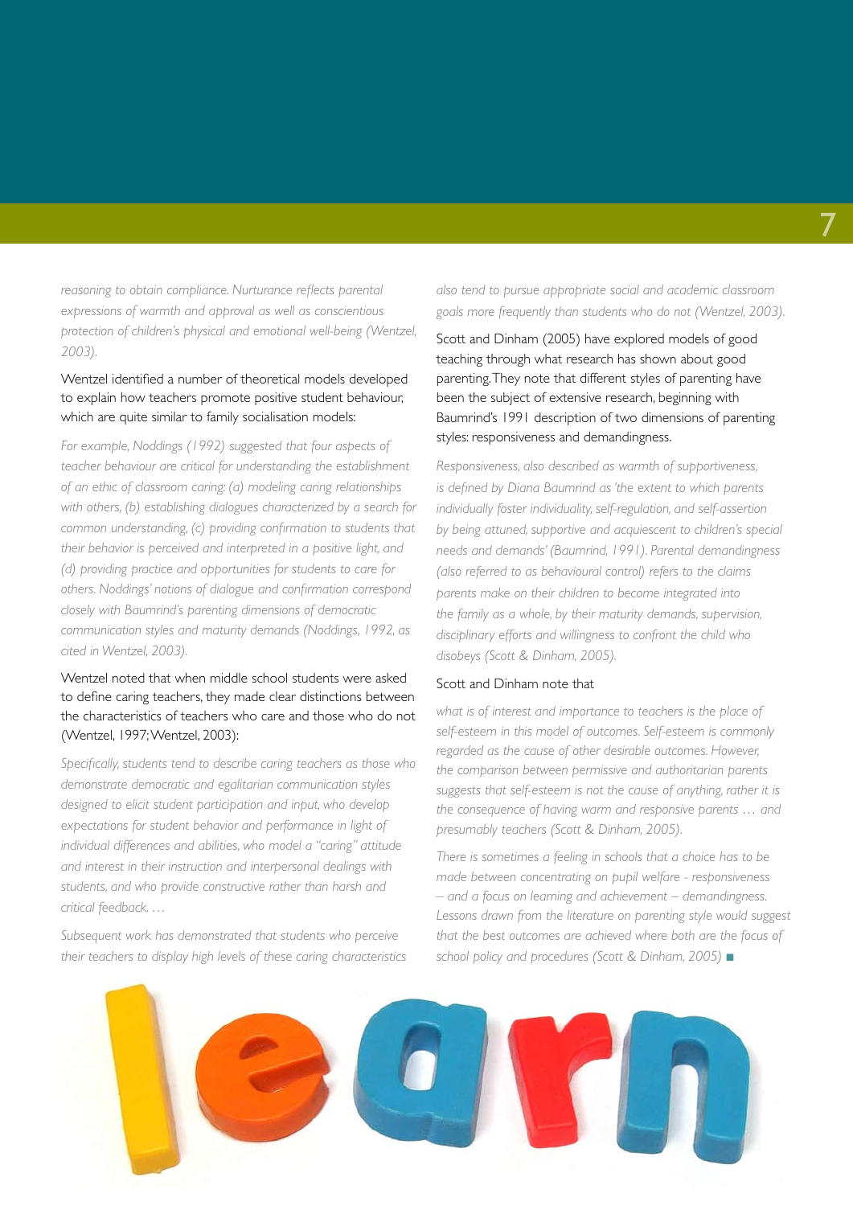*reasoning to obtain compliance. Nurturance reflects parental expressions of warmth and approval as well as conscientious protection of children's physical and emotional well-being (Wentzel, 2003).*

Wentzel identified a number of theoretical models developed to explain how teachers promote positive student behaviour, which are quite similar to family socialisation models:

*For example, Noddings (1992) suggested that four aspects of teacher behaviour are critical for understanding the establishment of an ethic of classroom caring: (a) modeling caring relationships with others, (b) establishing dialogues characterized by a search for common understanding, (c) providing confirmation to students that their behavior is perceived and interpreted in a positive light, and (d) providing practice and opportunities for students to care for others. Noddings' notions of dialogue and confirmation correspond closely with Baumrind's parenting dimensions of democratic communication styles and maturity demands (Noddings, 1992, as cited in Wentzel, 2003).*

Wentzel noted that when middle school students were asked to define caring teachers, they made clear distinctions between the characteristics of teachers who care and those who do not (Wentzel, 1997; Wentzel, 2003):

*Specifically, students tend to describe caring teachers as those who demonstrate democratic and egalitarian communication styles designed to elicit student participation and input, who develop expectations for student behavior and performance in light of individual differences and abilities, who model a "caring" attitude and interest in their instruction and interpersonal dealings with students, and who provide constructive rather than harsh and critical feedback. …*

*Subsequent work has demonstrated that students who perceive their teachers to display high levels of these caring characteristics also tend to pursue appropriate social and academic classroom goals more frequently than students who do not (Wentzel, 2003).*

Scott and Dinham (2005) have explored models of good teaching through what research has shown about good parenting. They note that different styles of parenting have been the subject of extensive research, beginning with Baumrind's 1991 description of two dimensions of parenting styles: responsiveness and demandingness.

*Responsiveness, also described as warmth of supportiveness, is defined by Diana Baumrind as 'the extent to which parents individually foster individuality, self-regulation, and self-assertion by being attuned, supportive and acquiescent to children's special needs and demands' (Baumrind, 1991). Parental demandingness (also referred to as behavioural control) refers to the claims parents make on their children to become integrated into the family as a whole, by their maturity demands, supervision, disciplinary efforts and willingness to confront the child who disobeys (Scott & Dinham, 2005).*

Scott and Dinham note that

*what is of interest and importance to teachers is the place of self-esteem in this model of outcomes. Self-esteem is commonly regarded as the cause of other desirable outcomes. However, the comparison between permissive and authoritarian parents suggests that self-esteem is not the cause of anything, rather it is the consequence of having warm and responsive parents … and presumably teachers (Scott & Dinham, 2005).*

*There is sometimes a feeling in schools that a choice has to be made between concentrating on pupil welfare - responsiveness – and a focus on learning and achievement – demandingness. Lessons drawn from the literature on parenting style would suggest that the best outcomes are achieved where both are the focus of school policy and procedures (Scott & Dinham, 2005)* ■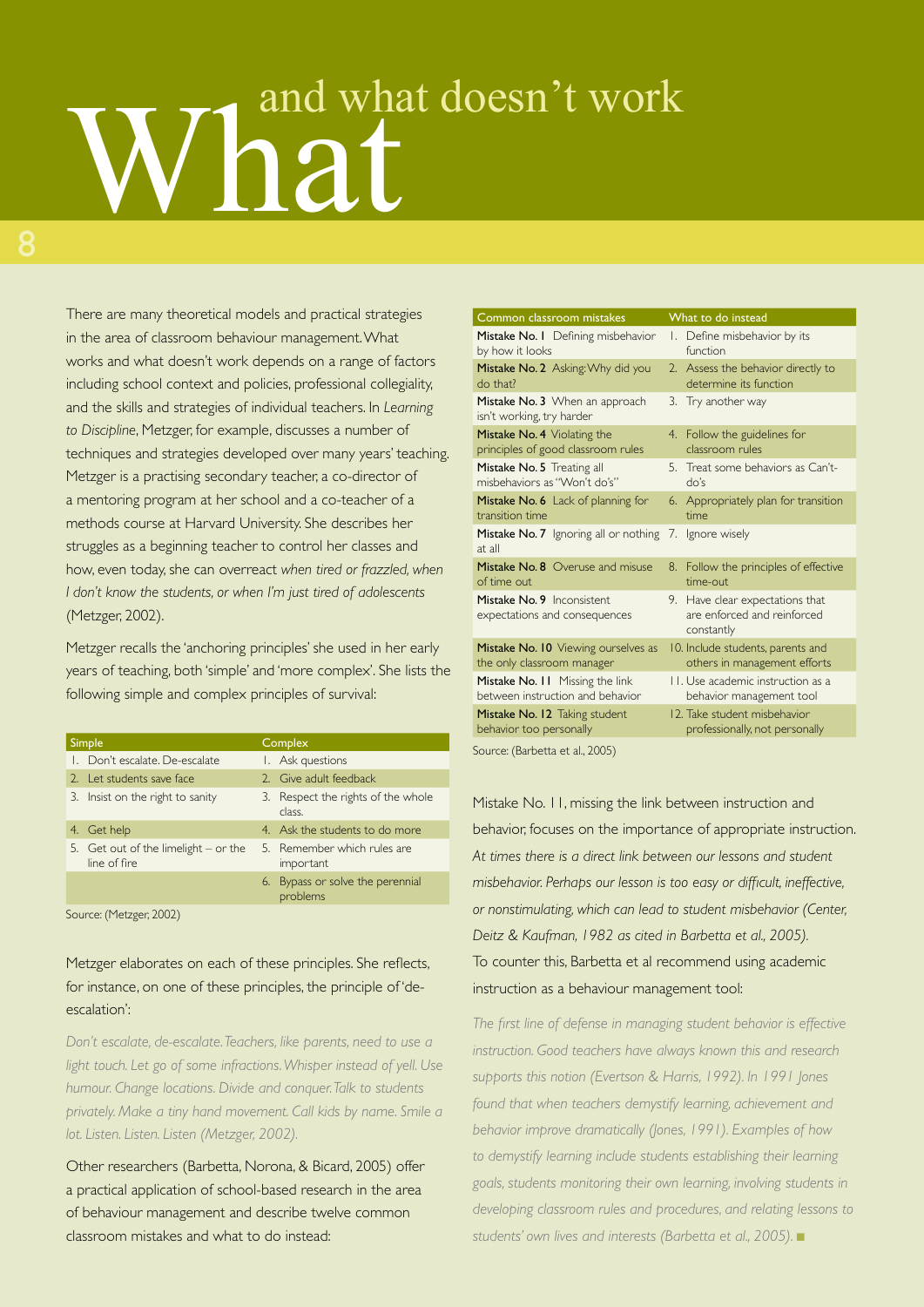# What and what doesn't work

There are many theoretical models and practical strategies in the area of classroom behaviour management. What works and what doesn't work depends on a range of factors including school context and policies, professional collegiality, and the skills and strategies of individual teachers. In *Learning to Discipline*, Metzger, for example, discusses a number of techniques and strategies developed over many years' teaching. Metzger is a practising secondary teacher, a co-director of a mentoring program at her school and a co-teacher of a methods course at Harvard University. She describes her struggles as a beginning teacher to control her classes and how, even today, she can overreact *when tired or frazzled, when I don't know the students, or when I'm just tired of adolescents* (Metzger, 2002).

Metzger recalls the 'anchoring principles' she used in her early years of teaching, both 'simple' and 'more complex'. She lists the following simple and complex principles of survival:

| Simple | Complex |
|---|---|
| 1. Don't escalate. De-escalate | 1. Ask questions |
| 2. Let students save face | 2. Give adult feedback |
| 3. Insist on the right to sanity | 3. Respect the rights of the whole class. |
| 4. Get help | 4. Ask the students to do more |
| 5. Get out of the limelight – or the line of fire | 5. Remember which rules are important |
| | 6. Bypass or solve the perennial problems |

Source: (Metzger, 2002)

Metzger elaborates on each of these principles. She reflects, for instance, on one of these principles, the principle of 'de-escalation':

*Don't escalate, de-escalate. Teachers, like parents, need to use a light touch. Let go of some infractions. Whisper instead of yell. Use humour. Change locations. Divide and conquer. Talk to students privately. Make a tiny hand movement. Call kids by name. Smile a lot. Listen. Listen. Listen (Metzger, 2002).*

Other researchers (Barbetta, Norona, & Bicard, 2005) offer a practical application of school-based research in the area of behaviour management and describe twelve common classroom mistakes and what to do instead:

| Common classroom mistakes | What to do instead |
|---|---|
| **Mistake No. 1** Defining misbehavior by how it looks | 1. Define misbehavior by its function |
| **Mistake No. 2** Asking: Why did you do that? | 2. Assess the behavior directly to determine its function |
| **Mistake No. 3** When an approach isn't working, try harder | 3. Try another way |
| **Mistake No. 4** Violating the principles of good classroom rules | 4. Follow the guidelines for classroom rules |
| **Mistake No. 5** Treating all misbehaviors as "Won't do's" | 5. Treat some behaviors as Can't-do's |
| **Mistake No. 6** Lack of planning for transition time | 6. Appropriately plan for transition time |
| **Mistake No. 7** Ignoring all or nothing at all | 7. Ignore wisely |
| **Mistake No. 8** Overuse and misuse of time out | 8. Follow the principles of effective time-out |
| **Mistake No. 9** Inconsistent expectations and consequences | 9. Have clear expectations that are enforced and reinforced constantly |
| **Mistake No. 10** Viewing ourselves as the only classroom manager | 10. Include students, parents and others in management efforts |
| **Mistake No. 11** Missing the link between instruction and behavior | 11. Use academic instruction as a behavior management tool |
| **Mistake No. 12** Taking student behavior too personally | 12. Take student misbehavior professionally, not personally |

Source: (Barbetta et al., 2005)

Mistake No. 11, missing the link between instruction and behavior, focuses on the importance of appropriate instruction. *At times there is a direct link between our lessons and student misbehavior. Perhaps our lesson is too easy or difficult, ineffective, or nonstimulating, which can lead to student misbehavior (Center, Deitz & Kaufman, 1982 as cited in Barbetta et al., 2005).* To counter this, Barbetta et al recommend using academic instruction as a behaviour management tool:

*The first line of defense in managing student behavior is effective instruction. Good teachers have always known this and research supports this notion (Evertson & Harris, 1992). In 1991 Jones found that when teachers demystify learning, achievement and behavior improve dramatically (Jones, 1991). Examples of how to demystify learning include students establishing their learning goals, students monitoring their own learning, involving students in developing classroom rules and procedures, and relating lessons to students' own lives and interests (Barbetta et al., 2005).* ■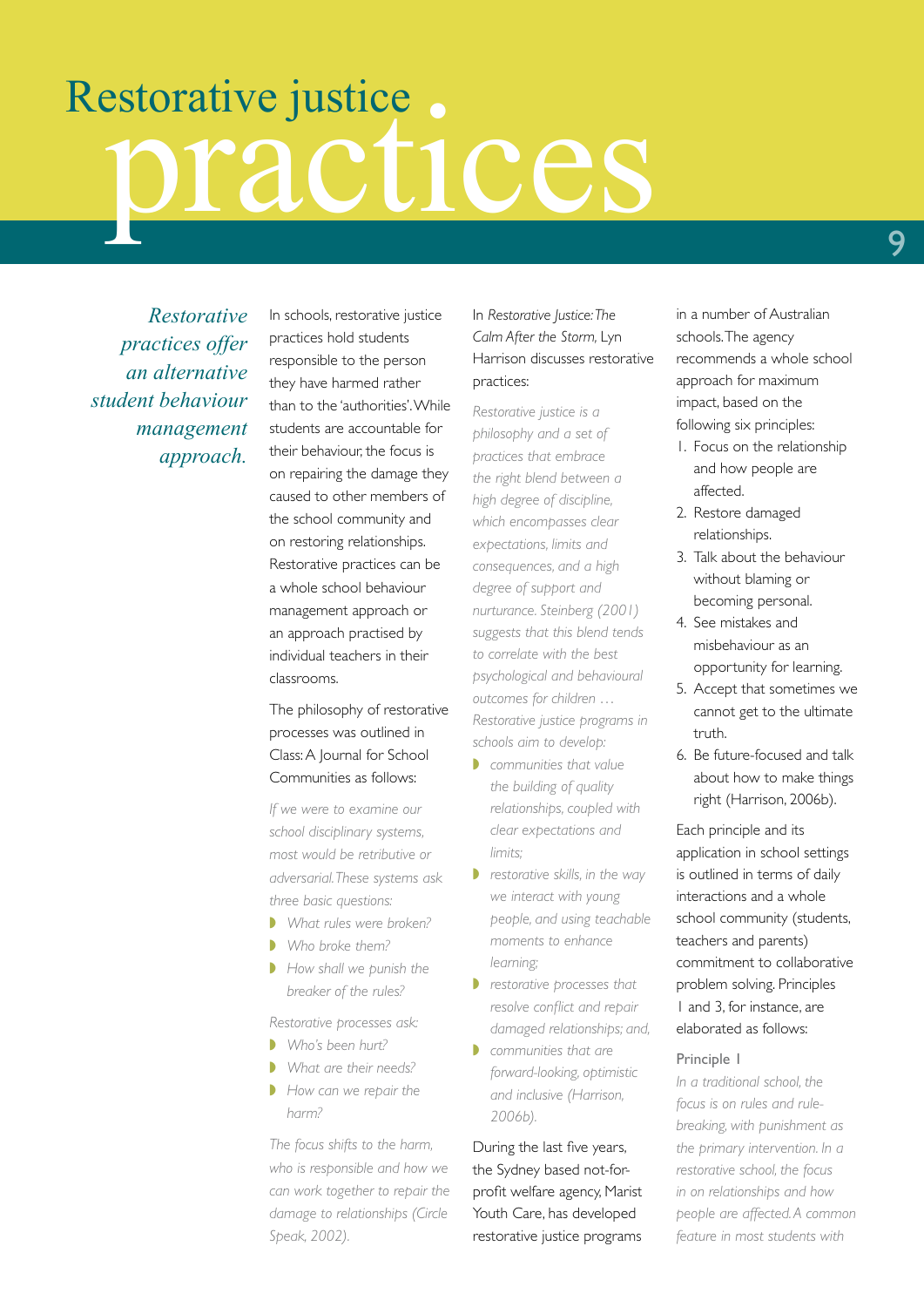# Restorative justice practices

*Restorative practices offer an alternative student behaviour management approach.*

In schools, restorative justice practices hold students responsible to the person they have harmed rather than to the 'authorities'. While students are accountable for their behaviour, the focus is on repairing the damage they caused to other members of the school community and on restoring relationships. Restorative practices can be a whole school behaviour management approach or an approach practised by individual teachers in their classrooms.

The philosophy of restorative processes was outlined in Class: A Journal for School Communities as follows:

*If we were to examine our school disciplinary systems, most would be retributive or adversarial. These systems ask three basic questions:*

- *What rules were broken?*
- *Who broke them?*
- *How shall we punish the breaker of the rules?*

*Restorative processes ask:*

- *Who's been hurt?*
- *What are their needs?*
- *How can we repair the harm?*

*The focus shifts to the harm, who is responsible and how we can work together to repair the damage to relationships (Circle Speak, 2002).*

In *Restorative Justice: The Calm After the Storm*, Lyn Harrison discusses restorative practices:

*Restorative justice is a philosophy and a set of practices that embrace the right blend between a high degree of discipline, which encompasses clear expectations, limits and consequences, and a high degree of support and nurturance. Steinberg (2001) suggests that this blend tends to correlate with the best psychological and behavioural outcomes for children … Restorative justice programs in schools aim to develop:*

- *communities that value the building of quality relationships, coupled with clear expectations and limits;*
- *restorative skills, in the way we interact with young people, and using teachable moments to enhance learning;*
- *restorative processes that resolve conflict and repair damaged relationships; and,*
- *communities that are forward-looking, optimistic and inclusive (Harrison, 2006b).*

During the last five years, the Sydney based not-for-profit welfare agency, Marist Youth Care, has developed restorative justice programs in a number of Australian schools. The agency recommends a whole school approach for maximum impact, based on the following six principles:

1. Focus on the relationship and how people are affected.
2. Restore damaged relationships.
3. Talk about the behaviour without blaming or becoming personal.
4. See mistakes and misbehaviour as an opportunity for learning.
5. Accept that sometimes we cannot get to the ultimate truth.
6. Be future-focused and talk about how to make things right (Harrison, 2006b).

Each principle and its application in school settings is outlined in terms of daily interactions and a whole school community (students, teachers and parents) commitment to collaborative problem solving. Principles 1 and 3, for instance, are elaborated as follows:

Principle 1

*In a traditional school, the focus is on rules and rule-breaking, with punishment as the primary intervention. In a restorative school, the focus in on relationships and how people are affected. A common feature in most students with*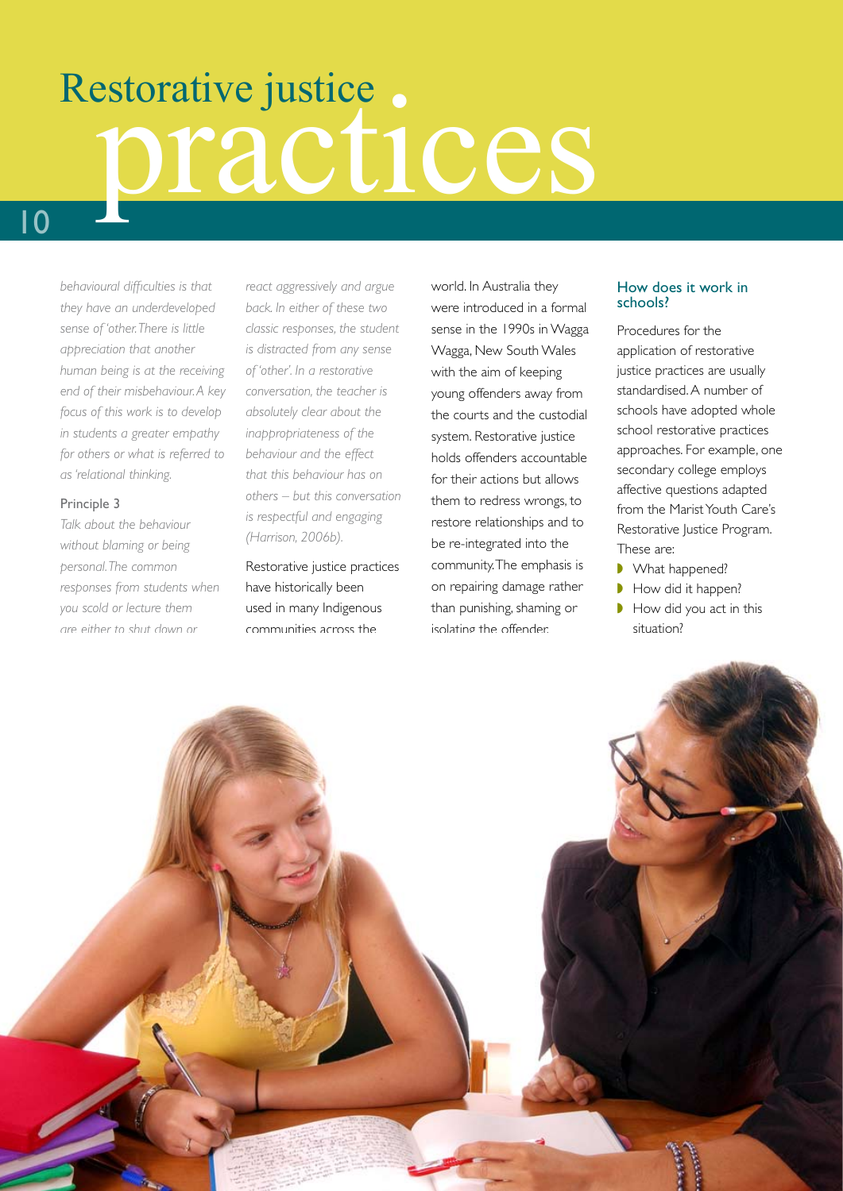# Restorative justice practices

*behavioural difficulties is that they have an underdeveloped sense of 'other. There is little appreciation that another human being is at the receiving end of their misbehaviour. A key focus of this work is to develop in students a greater empathy for others or what is referred to as 'relational thinking.*

Principle 3

*Talk about the behaviour without blaming or being personal. The common responses from students when you scold or lecture them are either to shut down or react aggressively and argue back. In either of these two classic responses, the student is distracted from any sense of 'other'. In a restorative conversation, the teacher is absolutely clear about the inappropriateness of the behaviour and the effect that this behaviour has on others – but this conversation is respectful and engaging (Harrison, 2006b).*

Restorative justice practices have historically been used in many Indigenous communities across the world. In Australia they were introduced in a formal sense in the 1990s in Wagga Wagga, New South Wales with the aim of keeping young offenders away from the courts and the custodial system. Restorative justice holds offenders accountable for their actions but allows them to redress wrongs, to restore relationships and to be re-integrated into the community. The emphasis is on repairing damage rather than punishing, shaming or isolating the offender.

### How does it work in schools?

Procedures for the application of restorative justice practices are usually standardised. A number of schools have adopted whole school restorative practices approaches. For example, one secondary college employs affective questions adapted from the Marist Youth Care's Restorative Justice Program. These are:

- What happened?
- How did it happen?
- How did you act in this situation?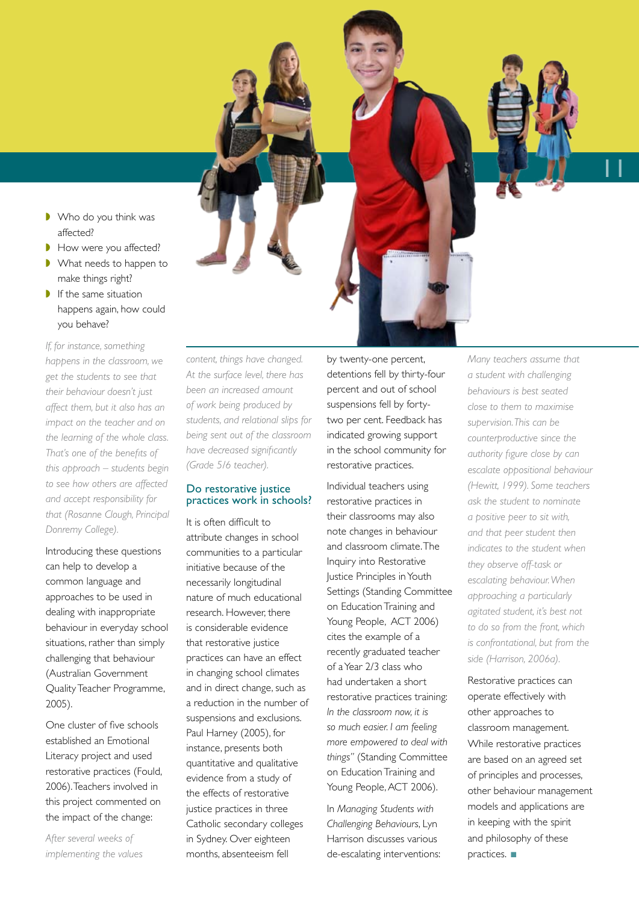- Who do you think was affected?
- How were you affected?
- What needs to happen to make things right?
- If the same situation happens again, how could you behave?

*If, for instance, something happens in the classroom, we get the students to see that their behaviour doesn't just affect them, but it also has an impact on the teacher and on the learning of the whole class. That's one of the benefits of this approach – students begin to see how others are affected and accept responsibility for that (Rosanne Clough, Principal Donremy College).*

Introducing these questions can help to develop a common language and approaches to be used in dealing with inappropriate behaviour in everyday school situations, rather than simply challenging that behaviour (Australian Government Quality Teacher Programme, 2005).

One cluster of five schools established an Emotional Literacy project and used restorative practices (Fould, 2006). Teachers involved in this project commented on the impact of the change:

*After several weeks of implementing the values content, things have changed. At the surface level, there has been an increased amount of work being produced by students, and relational slips for being sent out of the classroom have decreased significantly (Grade 5/6 teacher).*

## Do restorative justice practices work in schools?

It is often difficult to attribute changes in school communities to a particular initiative because of the necessarily longitudinal nature of much educational research. However, there is considerable evidence that restorative justice practices can have an effect in changing school climates and in direct change, such as a reduction in the number of suspensions and exclusions. Paul Harney (2005), for instance, presents both quantitative and qualitative evidence from a study of the effects of restorative justice practices in three Catholic secondary colleges in Sydney. Over eighteen months, absenteeism fell by twenty-one percent, detentions fell by thirty-four percent and out of school suspensions fell by forty-two per cent. Feedback has indicated growing support in the school community for restorative practices.

Individual teachers using restorative practices in their classrooms may also note changes in behaviour and classroom climate. The Inquiry into Restorative Justice Principles in Youth Settings (Standing Committee on Education Training and Young People, ACT 2006) cites the example of a recently graduated teacher of a Year 2/3 class who had undertaken a short restorative practices training: *In the classroom now, it is so much easier. I am feeling more empowered to deal with things"* (Standing Committee on Education Training and Young People, ACT 2006).

In *Managing Students with Challenging Behaviours*, Lyn Harrison discusses various de-escalating interventions:

*Many teachers assume that a student with challenging behaviours is best seated close to them to maximise supervision. This can be counterproductive since the authority figure close by can escalate oppositional behaviour (Hewitt, 1999). Some teachers ask the student to nominate a positive peer to sit with, and that peer student then indicates to the student when they observe off-task or escalating behaviour. When approaching a particularly agitated student, it's best not to do so from the front, which is confrontational, but from the side (Harrison, 2006a).*

Restorative practices can operate effectively with other approaches to classroom management. While restorative practices are based on an agreed set of principles and processes, other behaviour management models and applications are in keeping with the spirit and philosophy of these practices. ■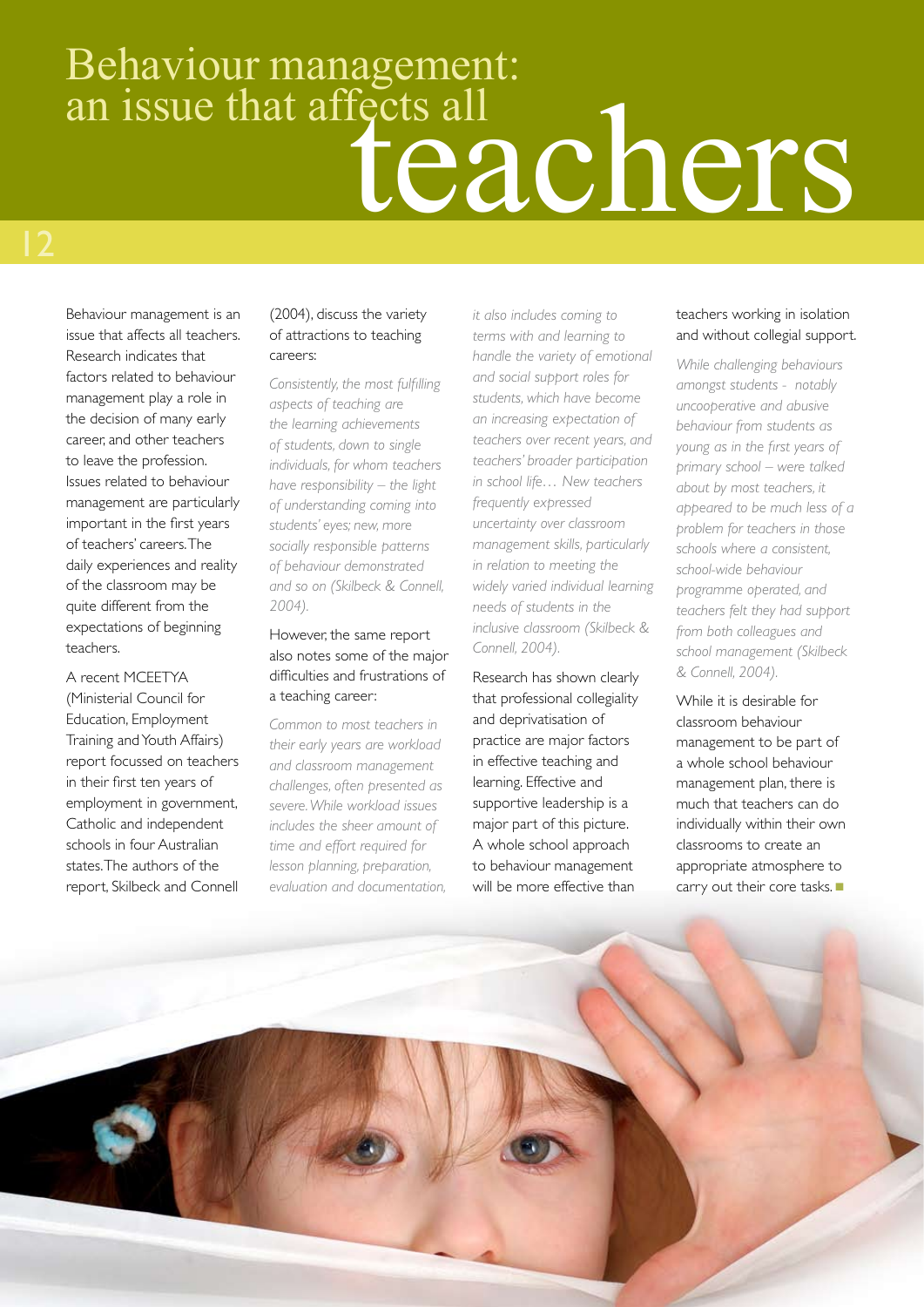# Behaviour management: an issue that affects all teachers

Behaviour management is an issue that affects all teachers. Research indicates that factors related to behaviour management play a role in the decision of many early career, and other teachers to leave the profession. Issues related to behaviour management are particularly important in the first years of teachers' careers. The daily experiences and reality of the classroom may be quite different from the expectations of beginning teachers.

A recent MCEETYA (Ministerial Council for Education, Employment Training and Youth Affairs) report focussed on teachers in their first ten years of employment in government, Catholic and independent schools in four Australian states. The authors of the report, Skilbeck and Connell (2004), discuss the variety of attractions to teaching careers:

*Consistently, the most fulfilling aspects of teaching are the learning achievements of students, down to single individuals, for whom teachers have responsibility – the light of understanding coming into students' eyes; new, more socially responsible patterns of behaviour demonstrated and so on (Skilbeck & Connell, 2004).*

However, the same report also notes some of the major difficulties and frustrations of a teaching career:

*Common to most teachers in their early years are workload and classroom management challenges, often presented as severe. While workload issues includes the sheer amount of time and effort required for lesson planning, preparation, evaluation and documentation, it also includes coming to terms with and learning to handle the variety of emotional and social support roles for students, which have become an increasing expectation of teachers over recent years, and teachers' broader participation in school life… New teachers frequently expressed uncertainty over classroom management skills, particularly in relation to meeting the widely varied individual learning needs of students in the inclusive classroom (Skilbeck & Connell, 2004).*

Research has shown clearly that professional collegiality and deprivatisation of practice are major factors in effective teaching and learning. Effective and supportive leadership is a major part of this picture. A whole school approach to behaviour management will be more effective than teachers working in isolation and without collegial support.

*While challenging behaviours amongst students - notably uncooperative and abusive behaviour from students as young as in the first years of primary school – were talked about by most teachers, it appeared to be much less of a problem for teachers in those schools where a consistent, school-wide behaviour programme operated, and teachers felt they had support from both colleagues and school management (Skilbeck & Connell, 2004).*

While it is desirable for classroom behaviour management to be part of a whole school behaviour management plan, there is much that teachers can do individually within their own classrooms to create an appropriate atmosphere to carry out their core tasks. ■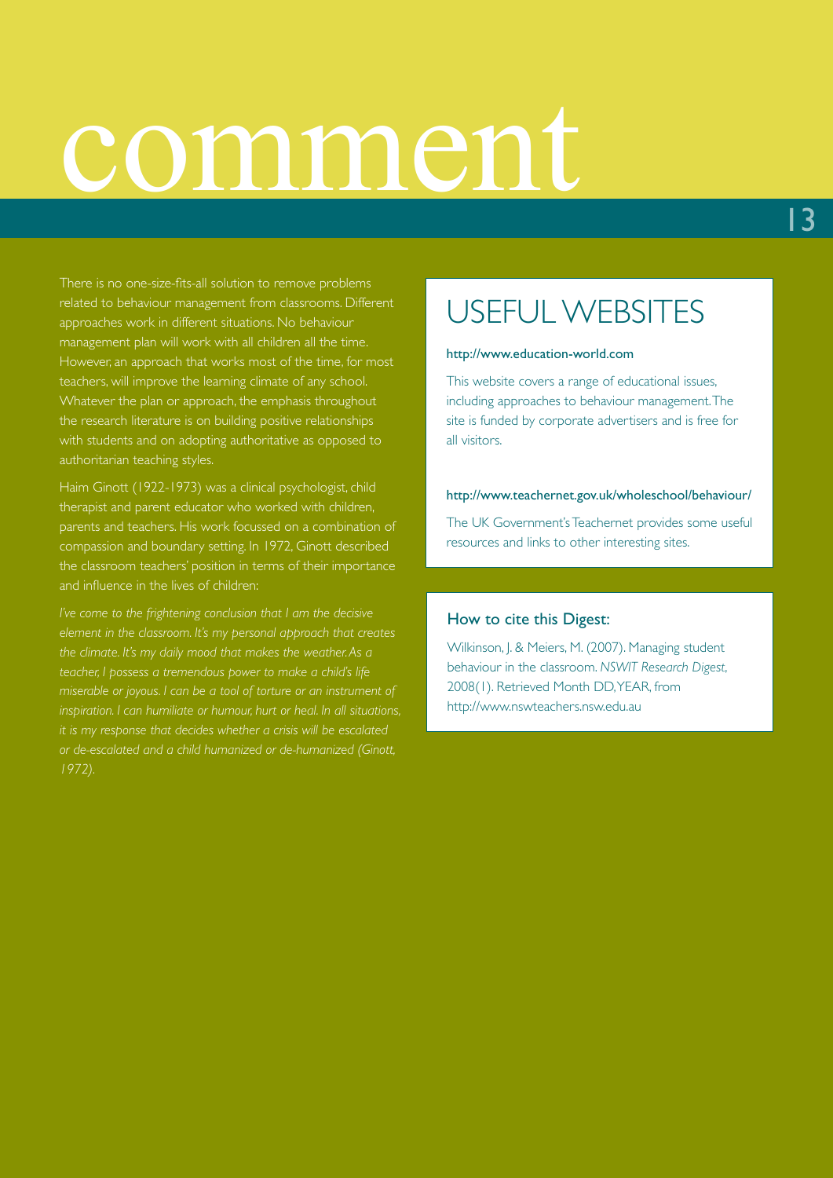# comment

There is no one-size-fits-all solution to remove problems related to behaviour management from classrooms. Different approaches work in different situations. No behaviour management plan will work with all children all the time. However, an approach that works most of the time, for most teachers, will improve the learning climate of any school. Whatever the plan or approach, the emphasis throughout the research literature is on building positive relationships with students and on adopting authoritative as opposed to authoritarian teaching styles.

Haim Ginott (1922-1973) was a clinical psychologist, child therapist and parent educator who worked with children, parents and teachers. His work focussed on a combination of compassion and boundary setting. In 1972, Ginott described the classroom teachers' position in terms of their importance and influence in the lives of children:

*I've come to the frightening conclusion that I am the decisive element in the classroom. It's my personal approach that creates the climate. It's my daily mood that makes the weather. As a teacher, I possess a tremendous power to make a child's life miserable or joyous. I can be a tool of torture or an instrument of inspiration. I can humiliate or humour, hurt or heal. In all situations, it is my response that decides whether a crisis will be escalated or de-escalated and a child humanized or de-humanized (Ginott, 1972).*

## USEFUL WEBSITES

**http://www.education-world.com**

This website covers a range of educational issues, including approaches to behaviour management. The site is funded by corporate advertisers and is free for all visitors.

**http://www.teachernet.gov.uk/wholeschool/behaviour/**

The UK Government's Teachernet provides some useful resources and links to other interesting sites.

### How to cite this Digest:

Wilkinson, J. & Meiers, M. (2007). Managing student behaviour in the classroom. *NSWIT Research Digest*, 2008(1). Retrieved Month DD, YEAR, from http://www.nswteachers.nsw.edu.au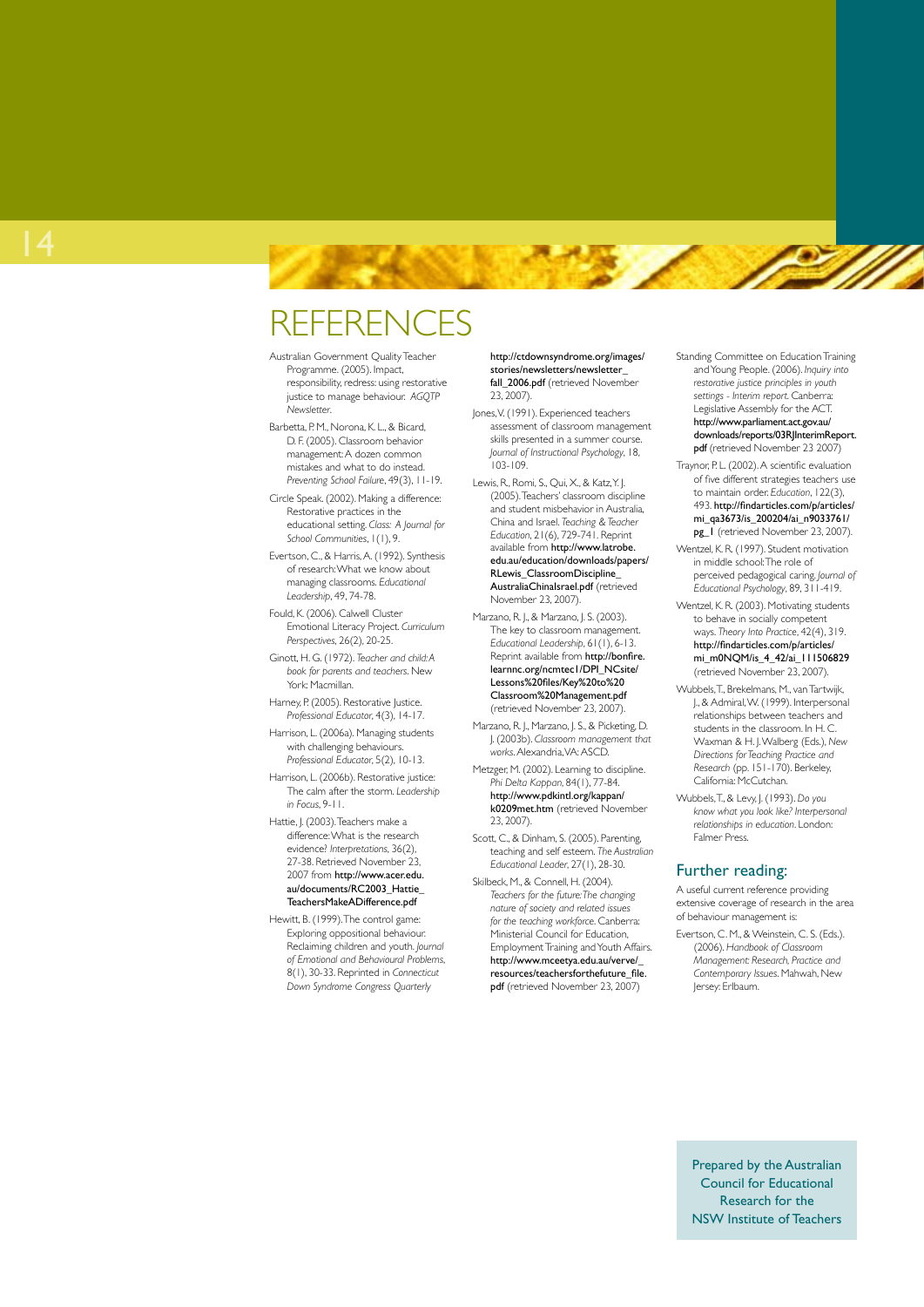# REFERENCES

Australian Government Quality Teacher Programme. (2005). Impact, responsibility, redress: using restorative justice to manage behaviour. *AGQTP Newsletter*.

Barbetta, P. M., Norona, K. L., & Bicard, D. F. (2005). Classroom behavior management: A dozen common mistakes and what to do instead. *Preventing School Failure*, 49(3), 11-19.

Circle Speak. (2002). Making a difference: Restorative practices in the educational setting. *Class: A Journal for School Communities*, 1(1), 9.

Evertson, C., & Harris, A. (1992). Synthesis of research: What we know about managing classrooms. *Educational Leadership*, 49, 74-78.

Fould, K. (2006). Calwell Cluster Emotional Literacy Project. *Curriculum Perspectives*, 26(2), 20-25.

Ginott, H. G. (1972). *Teacher and child: A book for parents and teachers*. New York: Macmillan.

Harney, P. (2005). Restorative Justice. *Professional Educator*, 4(3), 14-17.

Harrison, L. (2006a). Managing students with challenging behaviours. *Professional Educator*, 5(2), 10-13.

Harrison, L. (2006b). Restorative justice: The calm after the storm. *Leadership in Focus*, 9-11.

Hattie, J. (2003). Teachers make a difference: What is the research evidence? *Interpretations*, 36(2), 27-38. Retrieved November 23, 2007 from **http://www.acer.edu.au/documents/RC2003_Hattie_TeachersMakeADifference.pdf**

Hewitt, B. (1999). The control game: Exploring oppositional behaviour. Reclaiming children and youth. *Journal of Emotional and Behavioural Problems*, 8(1), 30-33. Reprinted in *Connecticut Down Syndrome Congress Quarterly* **http://ctdownsyndrome.org/images/stories/newsletters/newsletter_fall_2006.pdf** (retrieved November 23, 2007).

Jones, V. (1991). Experienced teachers assessment of classroom management skills presented in a summer course. *Journal of Instructional Psychology*, 18, 103-109.

Lewis, R., Romi, S., Qui, X., & Katz, Y. J. (2005). Teachers' classroom discipline and student misbehavior in Australia, China and Israel. *Teaching & Teacher Education*, 21(6), 729-741. Reprint available from **http://www.latrobe.edu.au/education/downloads/papers/RLewis_ClassroomDiscipline_AustraliaChinaIsrael.pdf** (retrieved November 23, 2007).

Marzano, R. J., & Marzano, J. S. (2003). The key to classroom management. *Educational Leadership*, 61(1), 6-13. Reprint available from **http://bonfire.learnnc.org/ncmtec1/DPI_NCsite/Lessons%20files/Key%20to%20Classroom%20Management.pdf** (retrieved November 23, 2007).

Marzano, R. J., Marzano, J. S., & Pickering, D. J. (2003b). *Classroom management that works*. Alexandria, VA: ASCD.

Metzger, M. (2002). Learning to discipline. *Phi Delta Kappan*, 84(1), 77-84. **http://www.pdkintl.org/kappan/k0209met.htm** (retrieved November 23, 2007).

Scott, C., & Dinham, S. (2005). Parenting, teaching and self esteem. *The Australian Educational Leader*, 27(1), 28-30.

Skilbeck, M., & Connell, H. (2004). *Teachers for the future: The changing nature of society and related issues for the teaching workforce*. Canberra: Ministerial Council for Education, Employment Training and Youth Affairs. **http://www.mceetya.edu.au/verve/_resources/teachersforthefuture_file.pdf** (retrieved November 23, 2007)

Standing Committee on Education Training and Young People. (2006). *Inquiry into restorative justice principles in youth settings - Interim report*. Canberra: Legislative Assembly for the ACT. **http://www.parliament.act.gov.au/downloads/reports/03RJInterimReport.pdf** (retrieved November 23 2007)

Traynor, P. L. (2002). A scientific evaluation of five different strategies teachers use to maintain order. *Education*, 122(3), 493. **http://findarticles.com/p/articles/mi_qa3673/is_200204/ai_n9033761/pg_1** (retrieved November 23, 2007).

Wentzel, K. R. (1997). Student motivation in middle school: The role of perceived pedagogical caring. *Journal of Educational Psychology*, 89, 311-419.

Wentzel, K. R. (2003). Motivating students to behave in socially competent ways. *Theory Into Practice*, 42(4), 319. **http://findarticles.com/p/articles/mi_m0NQM/is_4_42/ai_111506829** (retrieved November 23, 2007).

Wubbels, T., Brekelmans, M., van Tartwijk, J., & Admiral, W. (1999). Interpersonal relationships between teachers and students in the classroom. In H. C. Waxman & H. J. Walberg (Eds.), *New Directions for Teaching Practice and Research* (pp. 151-170). Berkeley, California: McCutchan.

Wubbels, T., & Levy, J. (1993). *Do you know what you look like? Interpersonal relationships in education*. London: Falmer Press.

## Further reading:

A useful current reference providing extensive coverage of research in the area of behaviour management is:

Evertson, C. M., & Weinstein, C. S. (Eds.). (2006). *Handbook of Classroom Management: Research, Practice and Contemporary Issues*. Mahwah, New Jersey: Erlbaum.

Prepared by the Australian Council for Educational Research for the NSW Institute of Teachers